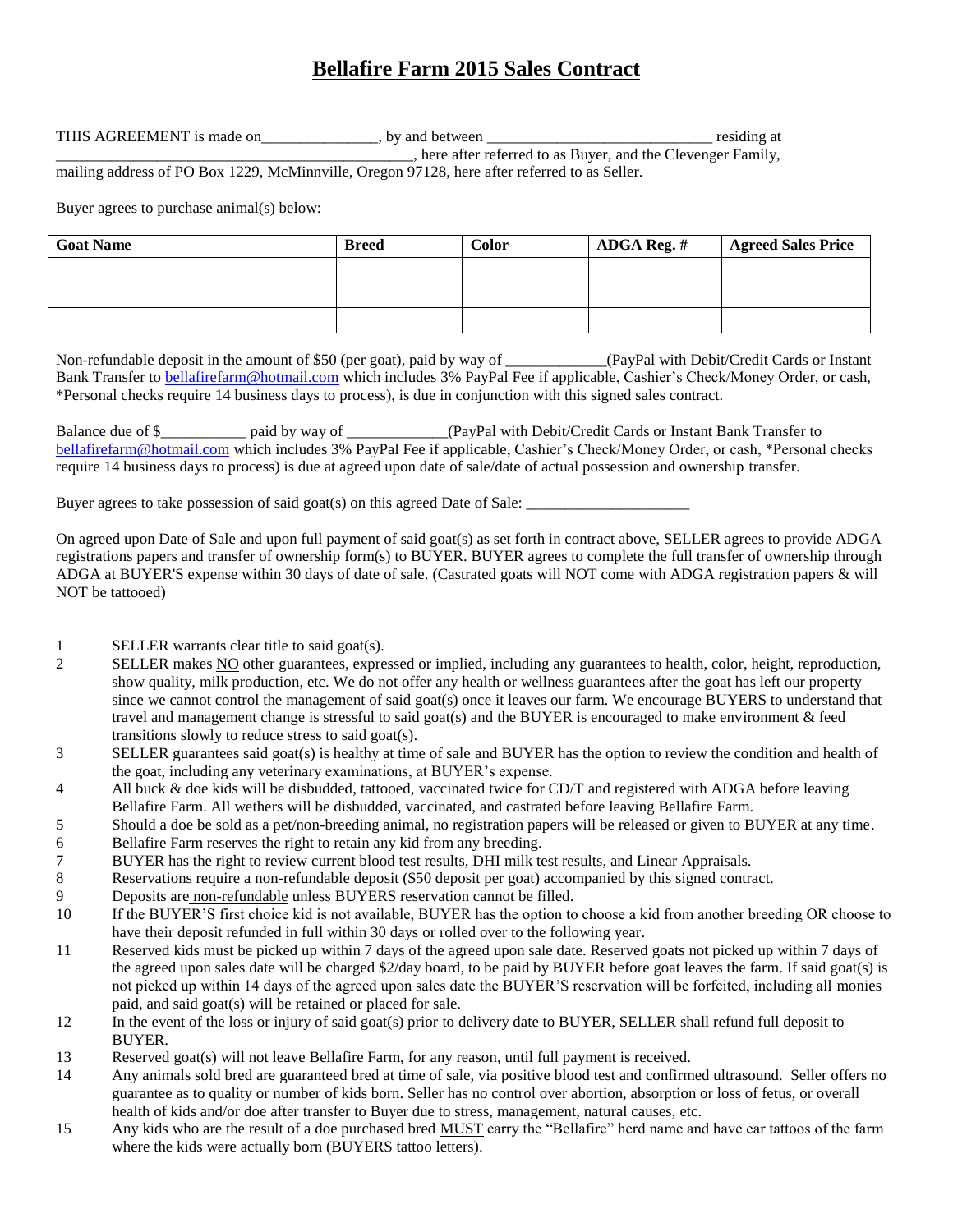# Bellafire Farm 2015 Sales Contract

THIS AGREEMENT is made on_______________, by and between _____________________________ residing at _______________________________________________, here after referred to as Buyer, and the Clevenger Family, mailing address of PO Box 1229, McMinnville, Oregon 97128, here after referred to as Seller.

Buyer agrees to purchase animal(s) below:

| Goat Name | Breed | Color | ADGA Reg. # | Agreed Sales Price |
|---|---|---|---|---|
| | | | | |
| | | | | |
| | | | | |

Non-refundable deposit in the amount of $50 (per goat), paid by way of _____________(PayPal with Debit/Credit Cards or Instant Bank Transfer to bellafirefarm@hotmail.com which includes 3% PayPal Fee if applicable, Cashier's Check/Money Order, or cash, *Personal checks require 14 business days to process), is due in conjunction with this signed sales contract.

Balance due of $___________ paid by way of _____________(PayPal with Debit/Credit Cards or Instant Bank Transfer to bellafirefarm@hotmail.com which includes 3% PayPal Fee if applicable, Cashier's Check/Money Order, or cash, *Personal checks require 14 business days to process) is due at agreed upon date of sale/date of actual possession and ownership transfer.

Buyer agrees to take possession of said goat(s) on this agreed Date of Sale: _____________________

On agreed upon Date of Sale and upon full payment of said goat(s) as set forth in contract above, SELLER agrees to provide ADGA registrations papers and transfer of ownership form(s) to BUYER. BUYER agrees to complete the full transfer of ownership through ADGA at BUYER'S expense within 30 days of date of sale. (Castrated goats will NOT come with ADGA registration papers & will NOT be tattooed)

1. SELLER warrants clear title to said goat(s).
2. SELLER makes NO other guarantees, expressed or implied, including any guarantees to health, color, height, reproduction, show quality, milk production, etc. We do not offer any health or wellness guarantees after the goat has left our property since we cannot control the management of said goat(s) once it leaves our farm. We encourage BUYERS to understand that travel and management change is stressful to said goat(s) and the BUYER is encouraged to make environment & feed transitions slowly to reduce stress to said goat(s).
3. SELLER guarantees said goat(s) is healthy at time of sale and BUYER has the option to review the condition and health of the goat, including any veterinary examinations, at BUYER's expense.
4. All buck & doe kids will be disbudded, tattooed, vaccinated twice for CD/T and registered with ADGA before leaving Bellafire Farm. All wethers will be disbudded, vaccinated, and castrated before leaving Bellafire Farm.
5. Should a doe be sold as a pet/non-breeding animal, no registration papers will be released or given to BUYER at any time.
6. Bellafire Farm reserves the right to retain any kid from any breeding.
7. BUYER has the right to review current blood test results, DHI milk test results, and Linear Appraisals.
8. Reservations require a non-refundable deposit ($50 deposit per goat) accompanied by this signed contract.
9. Deposits are non-refundable unless BUYERS reservation cannot be filled.
10. If the BUYER'S first choice kid is not available, BUYER has the option to choose a kid from another breeding OR choose to have their deposit refunded in full within 30 days or rolled over to the following year.
11. Reserved kids must be picked up within 7 days of the agreed upon sale date. Reserved goats not picked up within 7 days of the agreed upon sales date will be charged $2/day board, to be paid by BUYER before goat leaves the farm. If said goat(s) is not picked up within 14 days of the agreed upon sales date the BUYER'S reservation will be forfeited, including all monies paid, and said goat(s) will be retained or placed for sale.
12. In the event of the loss or injury of said goat(s) prior to delivery date to BUYER, SELLER shall refund full deposit to BUYER.
13. Reserved goat(s) will not leave Bellafire Farm, for any reason, until full payment is received.
14. Any animals sold bred are guaranteed bred at time of sale, via positive blood test and confirmed ultrasound. Seller offers no guarantee as to quality or number of kids born. Seller has no control over abortion, absorption or loss of fetus, or overall health of kids and/or doe after transfer to Buyer due to stress, management, natural causes, etc.
15. Any kids who are the result of a doe purchased bred MUST carry the "Bellafire" herd name and have ear tattoos of the farm where the kids were actually born (BUYERS tattoo letters).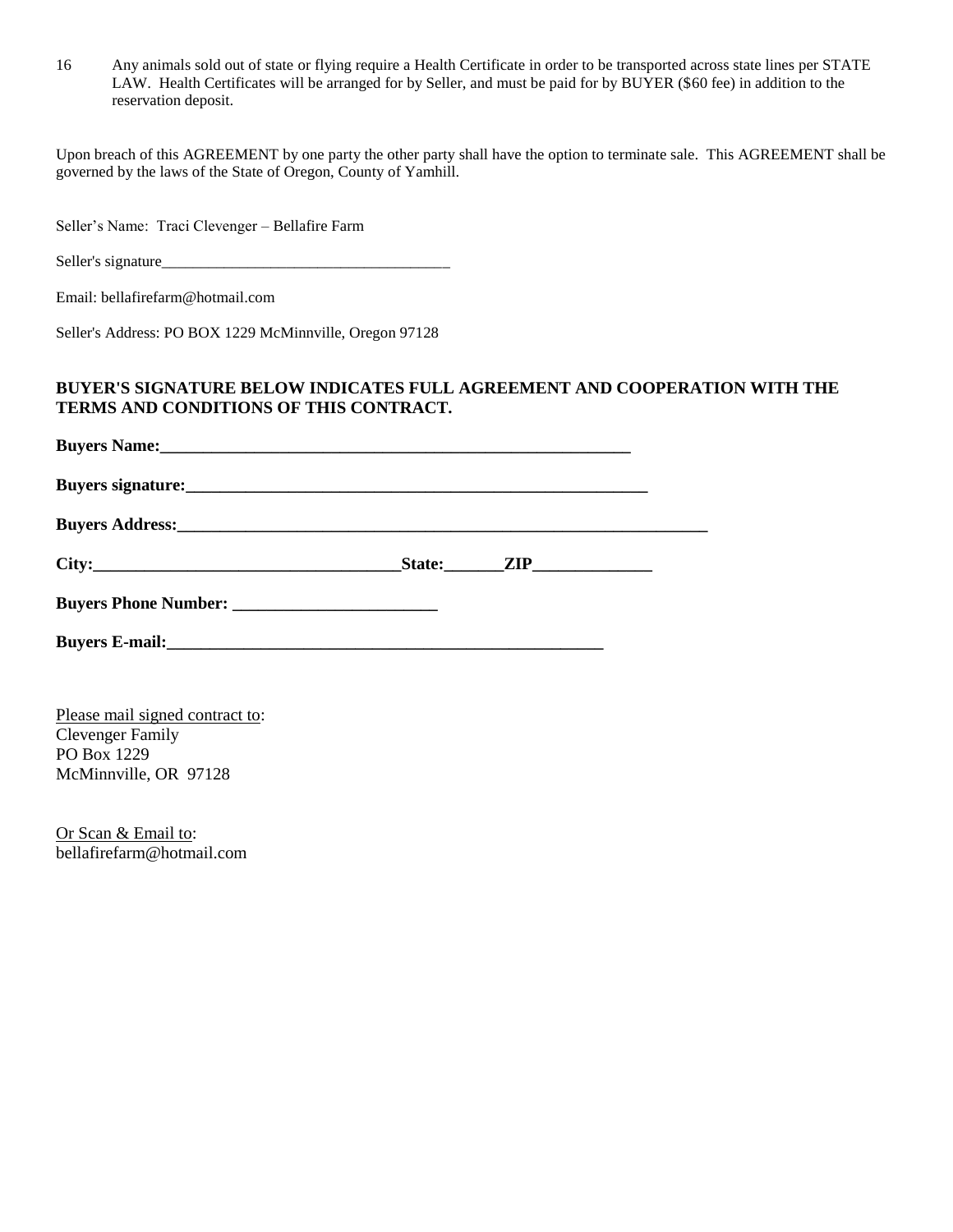16 Any animals sold out of state or flying require a Health Certificate in order to be transported across state lines per STATE LAW. Health Certificates will be arranged for by Seller, and must be paid for by BUYER ($60 fee) in addition to the reservation deposit.

Upon breach of this AGREEMENT by one party the other party shall have the option to terminate sale. This AGREEMENT shall be governed by the laws of the State of Oregon, County of Yamhill.

Seller's Name: Traci Clevenger – Bellafire Farm

Seller's signature_____________________________________

Email: bellafirefarm@hotmail.com

Seller's Address: PO BOX 1229 McMinnville, Oregon 97128

**BUYER'S SIGNATURE BELOW INDICATES FULL AGREEMENT AND COOPERATION WITH THE TERMS AND CONDITIONS OF THIS CONTRACT.**

**Buyers Name:___________________________________________________________**

**Buyers signature:_________________________________________________________**

**Buyers Address:__________________________________________________________________**

**City:_____________________________________State:_______ZIP______________**

**Buyers Phone Number: ________________________**

**Buyers E-mail:_____________________________________________________**

Please mail signed contract to:
Clevenger Family
PO Box 1229
McMinnville, OR 97128

Or Scan & Email to:
bellafirefarm@hotmail.com